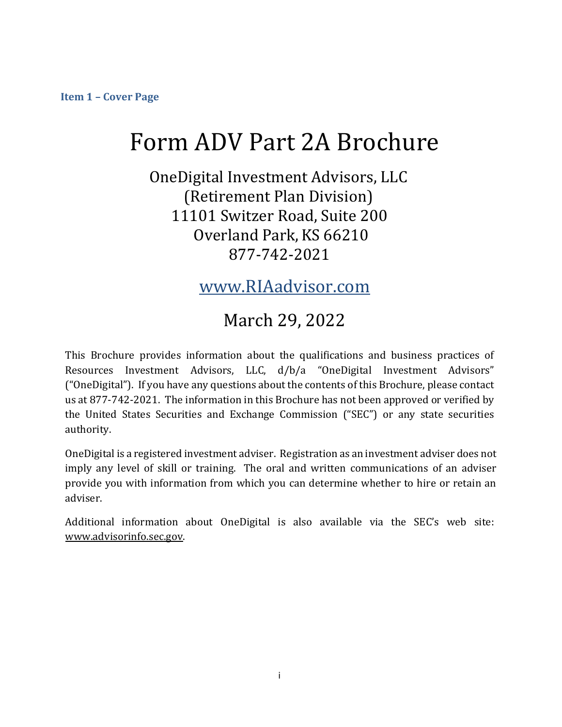**Item 1 – Cover Page**

# Form ADV Part 2A Brochure

OneDigital Investment Advisors, LLC
(Retirement Plan Division)
11101 Switzer Road, Suite 200
Overland Park, KS 66210
877-742-2021

www.RIAadvisor.com

March 29, 2022

This Brochure provides information about the qualifications and business practices of Resources Investment Advisors, LLC, d/b/a "OneDigital Investment Advisors" ("OneDigital"). If you have any questions about the contents of this Brochure, please contact us at 877-742-2021. The information in this Brochure has not been approved or verified by the United States Securities and Exchange Commission ("SEC") or any state securities authority.

OneDigital is a registered investment adviser. Registration as an investment adviser does not imply any level of skill or training. The oral and written communications of an adviser provide you with information from which you can determine whether to hire or retain an adviser.

Additional information about OneDigital is also available via the SEC's web site: www.advisorinfo.sec.gov.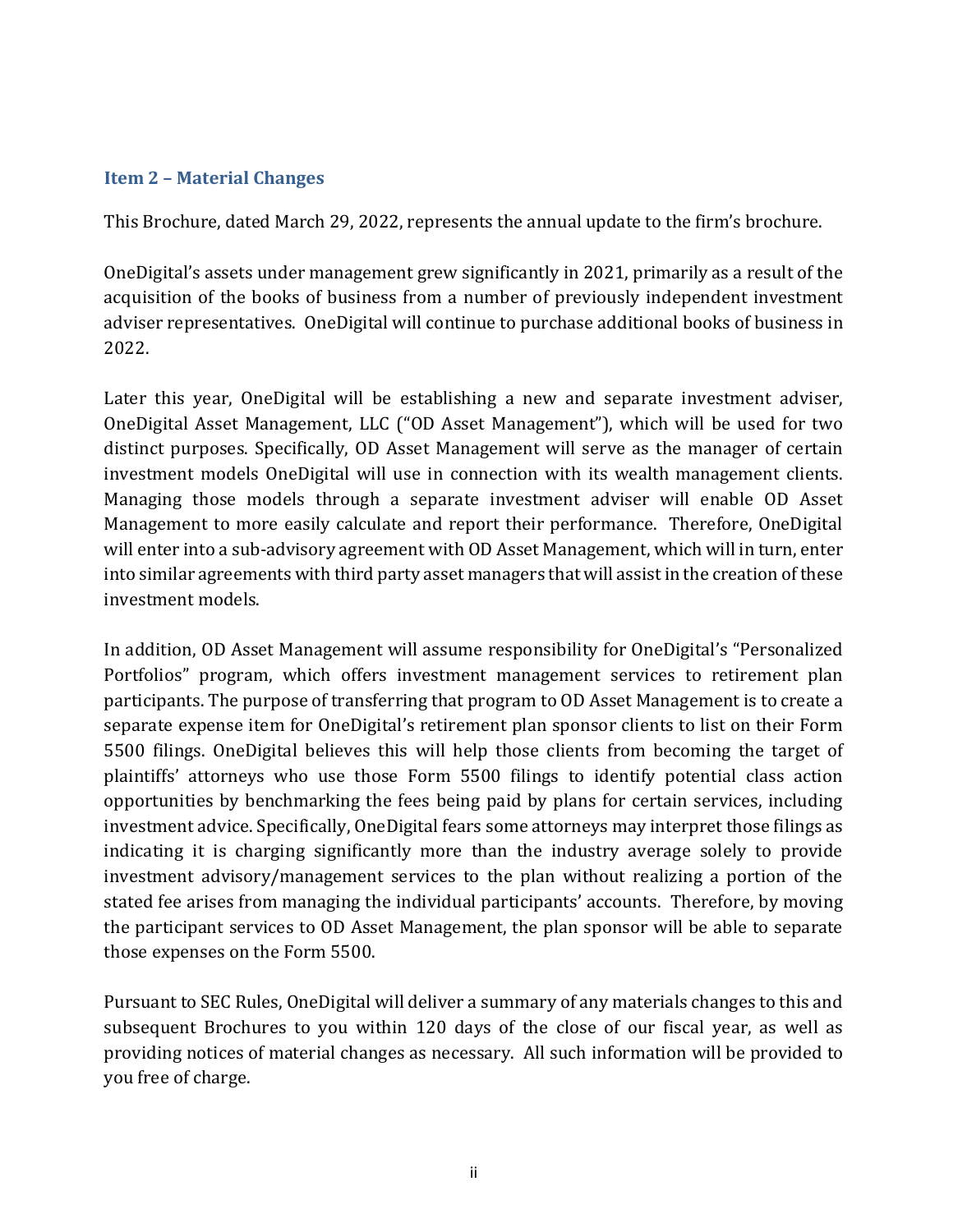## Item 2 – Material Changes

This Brochure, dated March 29, 2022, represents the annual update to the firm's brochure.

OneDigital's assets under management grew significantly in 2021, primarily as a result of the acquisition of the books of business from a number of previously independent investment adviser representatives. OneDigital will continue to purchase additional books of business in 2022.

Later this year, OneDigital will be establishing a new and separate investment adviser, OneDigital Asset Management, LLC ("OD Asset Management"), which will be used for two distinct purposes. Specifically, OD Asset Management will serve as the manager of certain investment models OneDigital will use in connection with its wealth management clients. Managing those models through a separate investment adviser will enable OD Asset Management to more easily calculate and report their performance. Therefore, OneDigital will enter into a sub-advisory agreement with OD Asset Management, which will in turn, enter into similar agreements with third party asset managers that will assist in the creation of these investment models.

In addition, OD Asset Management will assume responsibility for OneDigital's "Personalized Portfolios" program, which offers investment management services to retirement plan participants. The purpose of transferring that program to OD Asset Management is to create a separate expense item for OneDigital's retirement plan sponsor clients to list on their Form 5500 filings. OneDigital believes this will help those clients from becoming the target of plaintiffs' attorneys who use those Form 5500 filings to identify potential class action opportunities by benchmarking the fees being paid by plans for certain services, including investment advice. Specifically, OneDigital fears some attorneys may interpret those filings as indicating it is charging significantly more than the industry average solely to provide investment advisory/management services to the plan without realizing a portion of the stated fee arises from managing the individual participants' accounts. Therefore, by moving the participant services to OD Asset Management, the plan sponsor will be able to separate those expenses on the Form 5500.

Pursuant to SEC Rules, OneDigital will deliver a summary of any materials changes to this and subsequent Brochures to you within 120 days of the close of our fiscal year, as well as providing notices of material changes as necessary. All such information will be provided to you free of charge.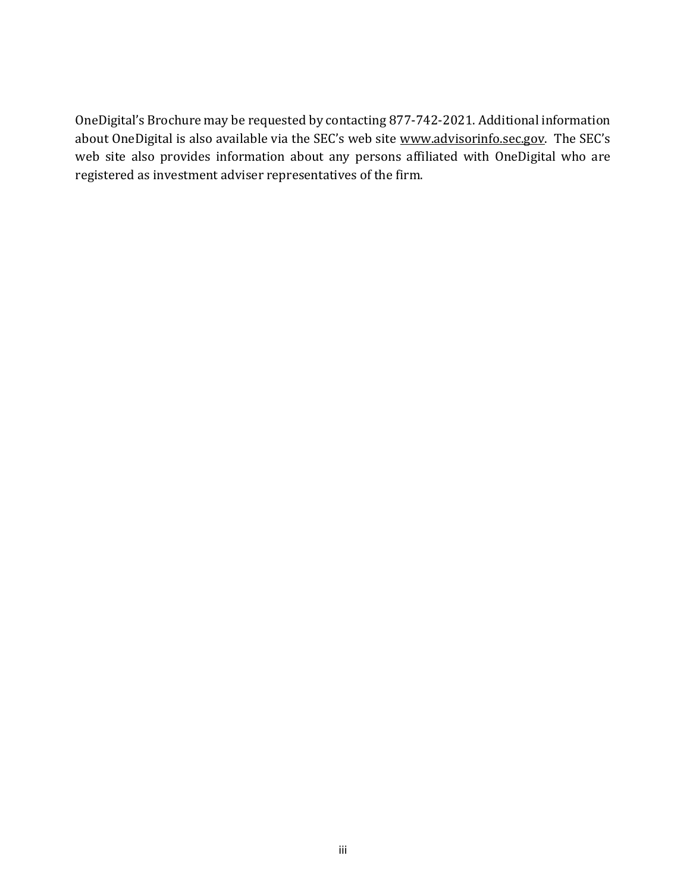OneDigital's Brochure may be requested by contacting 877-742-2021. Additional information about OneDigital is also available via the SEC's web site www.advisorinfo.sec.gov. The SEC's web site also provides information about any persons affiliated with OneDigital who are registered as investment adviser representatives of the firm.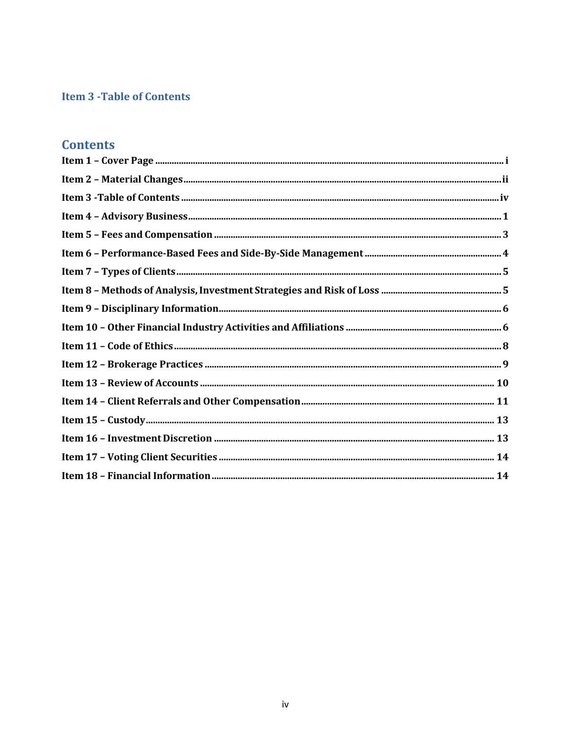## Item 3 -Table of Contents

### Contents

**Item 1 – Cover Page** ..... i

**Item 2 – Material Changes** ..... ii

**Item 3 -Table of Contents** ..... iv

**Item 4 – Advisory Business** ..... 1

**Item 5 – Fees and Compensation** ..... 3

**Item 6 – Performance-Based Fees and Side-By-Side Management** ..... 4

**Item 7 – Types of Clients** ..... 5

**Item 8 – Methods of Analysis, Investment Strategies and Risk of Loss** ..... 5

**Item 9 – Disciplinary Information** ..... 6

**Item 10 – Other Financial Industry Activities and Affiliations** ..... 6

**Item 11 – Code of Ethics** ..... 8

**Item 12 – Brokerage Practices** ..... 9

**Item 13 – Review of Accounts** ..... 10

**Item 14 – Client Referrals and Other Compensation** ..... 11

**Item 15 – Custody** ..... 13

**Item 16 – Investment Discretion** ..... 13

**Item 17 – Voting Client Securities** ..... 14

**Item 18 – Financial Information** ..... 14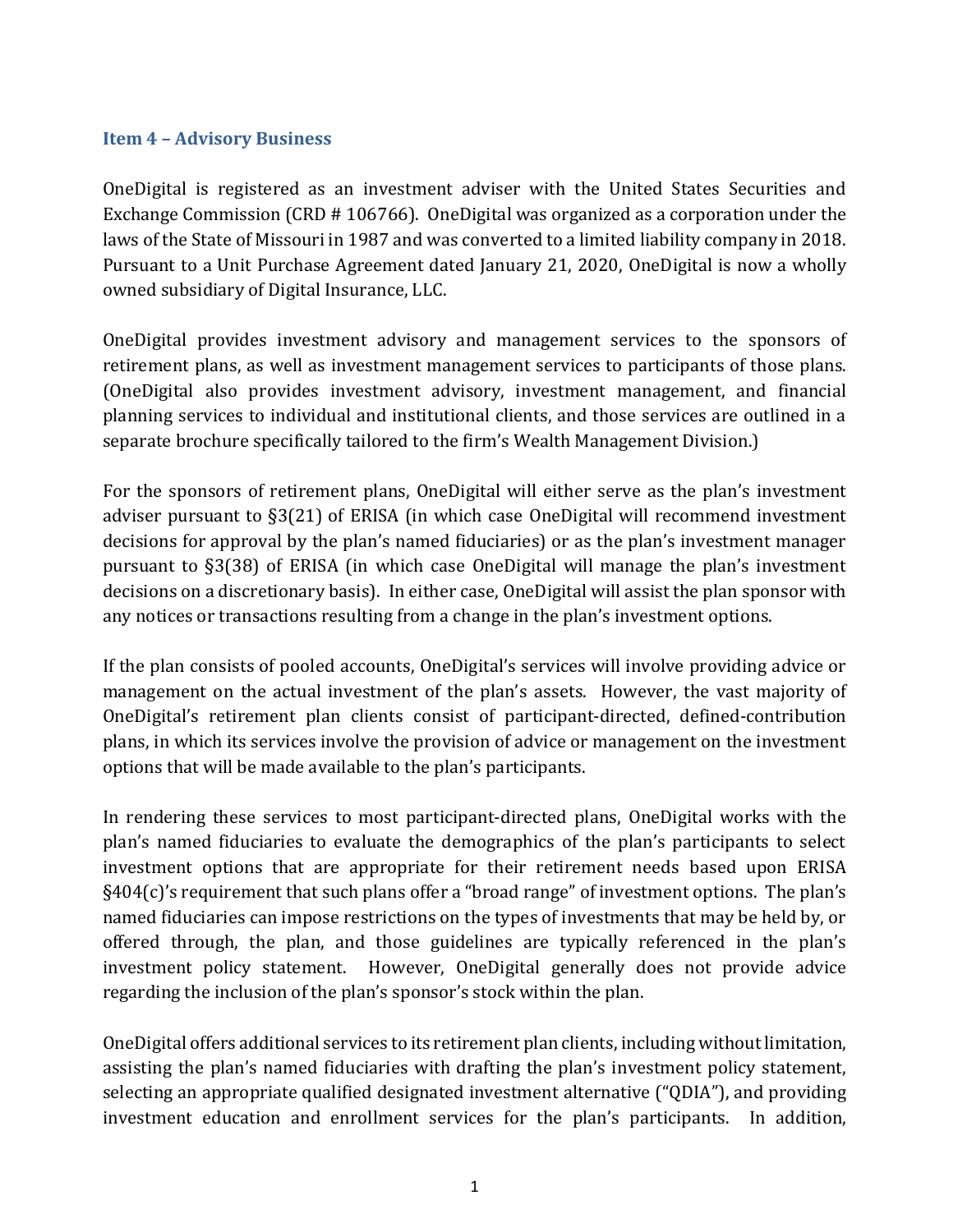## Item 4 – Advisory Business

OneDigital is registered as an investment adviser with the United States Securities and Exchange Commission (CRD # 106766). OneDigital was organized as a corporation under the laws of the State of Missouri in 1987 and was converted to a limited liability company in 2018. Pursuant to a Unit Purchase Agreement dated January 21, 2020, OneDigital is now a wholly owned subsidiary of Digital Insurance, LLC.

OneDigital provides investment advisory and management services to the sponsors of retirement plans, as well as investment management services to participants of those plans. (OneDigital also provides investment advisory, investment management, and financial planning services to individual and institutional clients, and those services are outlined in a separate brochure specifically tailored to the firm's Wealth Management Division.)

For the sponsors of retirement plans, OneDigital will either serve as the plan's investment adviser pursuant to §3(21) of ERISA (in which case OneDigital will recommend investment decisions for approval by the plan's named fiduciaries) or as the plan's investment manager pursuant to §3(38) of ERISA (in which case OneDigital will manage the plan's investment decisions on a discretionary basis). In either case, OneDigital will assist the plan sponsor with any notices or transactions resulting from a change in the plan's investment options.

If the plan consists of pooled accounts, OneDigital's services will involve providing advice or management on the actual investment of the plan's assets. However, the vast majority of OneDigital's retirement plan clients consist of participant-directed, defined-contribution plans, in which its services involve the provision of advice or management on the investment options that will be made available to the plan's participants.

In rendering these services to most participant-directed plans, OneDigital works with the plan's named fiduciaries to evaluate the demographics of the plan's participants to select investment options that are appropriate for their retirement needs based upon ERISA §404(c)'s requirement that such plans offer a "broad range" of investment options. The plan's named fiduciaries can impose restrictions on the types of investments that may be held by, or offered through, the plan, and those guidelines are typically referenced in the plan's investment policy statement. However, OneDigital generally does not provide advice regarding the inclusion of the plan's sponsor's stock within the plan.

OneDigital offers additional services to its retirement plan clients, including without limitation, assisting the plan's named fiduciaries with drafting the plan's investment policy statement, selecting an appropriate qualified designated investment alternative ("QDIA"), and providing investment education and enrollment services for the plan's participants. In addition,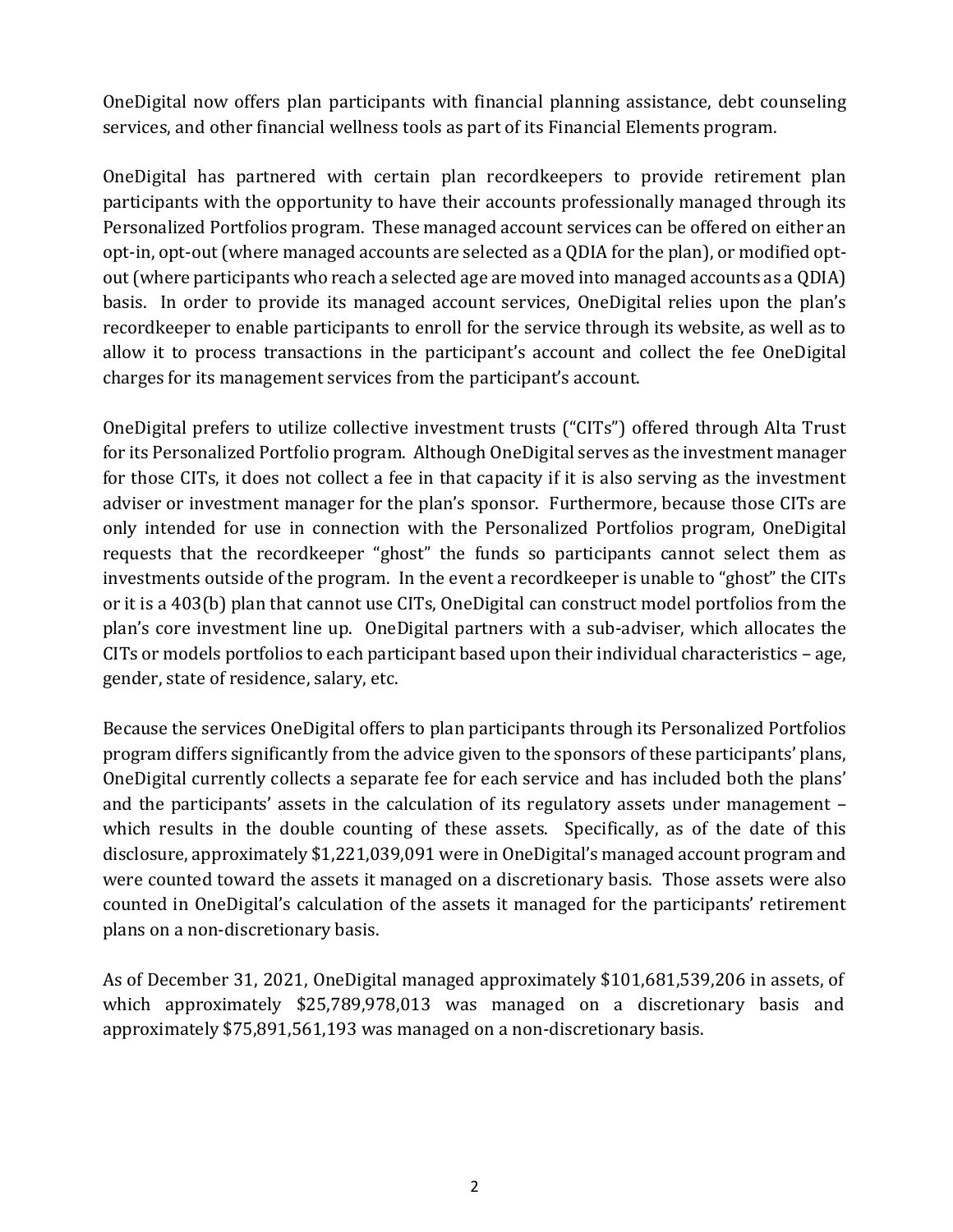OneDigital now offers plan participants with financial planning assistance, debt counseling services, and other financial wellness tools as part of its Financial Elements program.

OneDigital has partnered with certain plan recordkeepers to provide retirement plan participants with the opportunity to have their accounts professionally managed through its Personalized Portfolios program. These managed account services can be offered on either an opt-in, opt-out (where managed accounts are selected as a QDIA for the plan), or modified opt-out (where participants who reach a selected age are moved into managed accounts as a QDIA) basis. In order to provide its managed account services, OneDigital relies upon the plan's recordkeeper to enable participants to enroll for the service through its website, as well as to allow it to process transactions in the participant's account and collect the fee OneDigital charges for its management services from the participant's account.

OneDigital prefers to utilize collective investment trusts ("CITs") offered through Alta Trust for its Personalized Portfolio program. Although OneDigital serves as the investment manager for those CITs, it does not collect a fee in that capacity if it is also serving as the investment adviser or investment manager for the plan's sponsor. Furthermore, because those CITs are only intended for use in connection with the Personalized Portfolios program, OneDigital requests that the recordkeeper "ghost" the funds so participants cannot select them as investments outside of the program. In the event a recordkeeper is unable to "ghost" the CITs or it is a 403(b) plan that cannot use CITs, OneDigital can construct model portfolios from the plan's core investment line up. OneDigital partners with a sub-adviser, which allocates the CITs or models portfolios to each participant based upon their individual characteristics – age, gender, state of residence, salary, etc.

Because the services OneDigital offers to plan participants through its Personalized Portfolios program differs significantly from the advice given to the sponsors of these participants' plans, OneDigital currently collects a separate fee for each service and has included both the plans' and the participants' assets in the calculation of its regulatory assets under management – which results in the double counting of these assets. Specifically, as of the date of this disclosure, approximately $1,221,039,091 were in OneDigital's managed account program and were counted toward the assets it managed on a discretionary basis. Those assets were also counted in OneDigital's calculation of the assets it managed for the participants' retirement plans on a non-discretionary basis.

As of December 31, 2021, OneDigital managed approximately $101,681,539,206 in assets, of which approximately $25,789,978,013 was managed on a discretionary basis and approximately $75,891,561,193 was managed on a non-discretionary basis.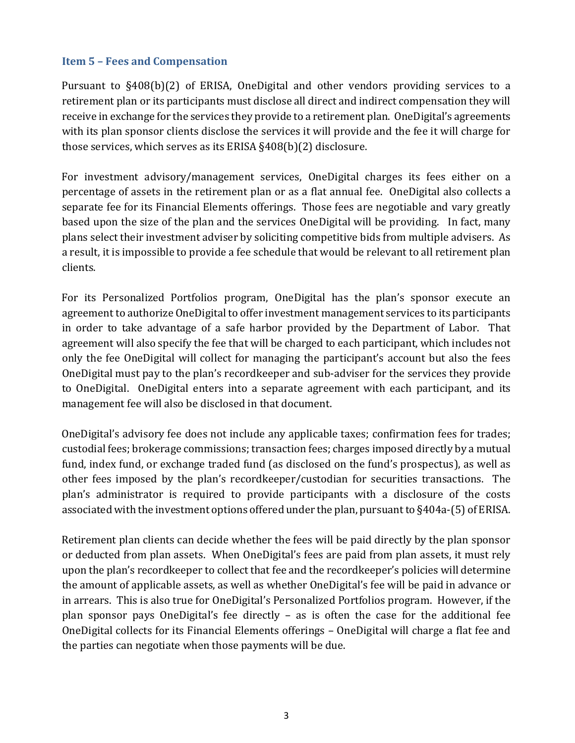## Item 5 – Fees and Compensation

Pursuant to §408(b)(2) of ERISA, OneDigital and other vendors providing services to a retirement plan or its participants must disclose all direct and indirect compensation they will receive in exchange for the services they provide to a retirement plan. OneDigital's agreements with its plan sponsor clients disclose the services it will provide and the fee it will charge for those services, which serves as its ERISA §408(b)(2) disclosure.

For investment advisory/management services, OneDigital charges its fees either on a percentage of assets in the retirement plan or as a flat annual fee. OneDigital also collects a separate fee for its Financial Elements offerings. Those fees are negotiable and vary greatly based upon the size of the plan and the services OneDigital will be providing. In fact, many plans select their investment adviser by soliciting competitive bids from multiple advisers. As a result, it is impossible to provide a fee schedule that would be relevant to all retirement plan clients.

For its Personalized Portfolios program, OneDigital has the plan's sponsor execute an agreement to authorize OneDigital to offer investment management services to its participants in order to take advantage of a safe harbor provided by the Department of Labor. That agreement will also specify the fee that will be charged to each participant, which includes not only the fee OneDigital will collect for managing the participant's account but also the fees OneDigital must pay to the plan's recordkeeper and sub-adviser for the services they provide to OneDigital. OneDigital enters into a separate agreement with each participant, and its management fee will also be disclosed in that document.

OneDigital's advisory fee does not include any applicable taxes; confirmation fees for trades; custodial fees; brokerage commissions; transaction fees; charges imposed directly by a mutual fund, index fund, or exchange traded fund (as disclosed on the fund's prospectus), as well as other fees imposed by the plan's recordkeeper/custodian for securities transactions. The plan's administrator is required to provide participants with a disclosure of the costs associated with the investment options offered under the plan, pursuant to §404a-(5) of ERISA.

Retirement plan clients can decide whether the fees will be paid directly by the plan sponsor or deducted from plan assets. When OneDigital's fees are paid from plan assets, it must rely upon the plan's recordkeeper to collect that fee and the recordkeeper's policies will determine the amount of applicable assets, as well as whether OneDigital's fee will be paid in advance or in arrears. This is also true for OneDigital's Personalized Portfolios program. However, if the plan sponsor pays OneDigital's fee directly – as is often the case for the additional fee OneDigital collects for its Financial Elements offerings – OneDigital will charge a flat fee and the parties can negotiate when those payments will be due.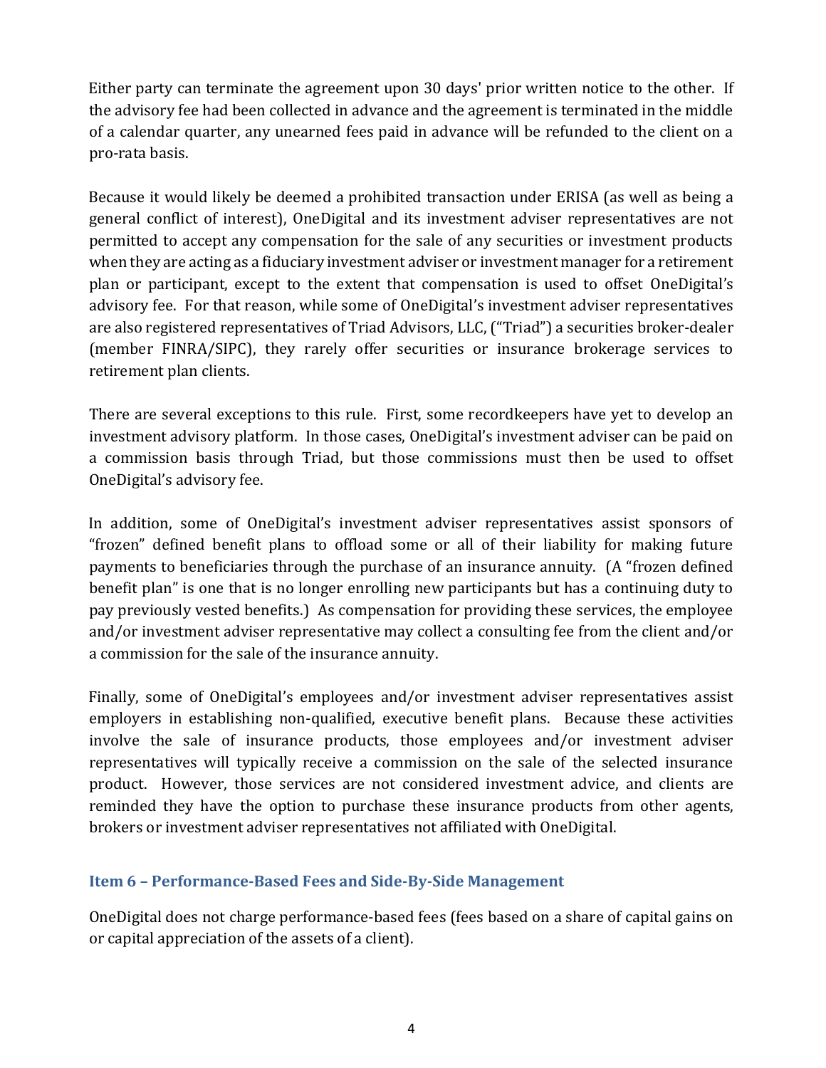Either party can terminate the agreement upon 30 days' prior written notice to the other. If the advisory fee had been collected in advance and the agreement is terminated in the middle of a calendar quarter, any unearned fees paid in advance will be refunded to the client on a pro-rata basis.

Because it would likely be deemed a prohibited transaction under ERISA (as well as being a general conflict of interest), OneDigital and its investment adviser representatives are not permitted to accept any compensation for the sale of any securities or investment products when they are acting as a fiduciary investment adviser or investment manager for a retirement plan or participant, except to the extent that compensation is used to offset OneDigital's advisory fee. For that reason, while some of OneDigital's investment adviser representatives are also registered representatives of Triad Advisors, LLC, ("Triad") a securities broker-dealer (member FINRA/SIPC), they rarely offer securities or insurance brokerage services to retirement plan clients.

There are several exceptions to this rule. First, some recordkeepers have yet to develop an investment advisory platform. In those cases, OneDigital's investment adviser can be paid on a commission basis through Triad, but those commissions must then be used to offset OneDigital's advisory fee.

In addition, some of OneDigital's investment adviser representatives assist sponsors of "frozen" defined benefit plans to offload some or all of their liability for making future payments to beneficiaries through the purchase of an insurance annuity. (A "frozen defined benefit plan" is one that is no longer enrolling new participants but has a continuing duty to pay previously vested benefits.) As compensation for providing these services, the employee and/or investment adviser representative may collect a consulting fee from the client and/or a commission for the sale of the insurance annuity.

Finally, some of OneDigital's employees and/or investment adviser representatives assist employers in establishing non-qualified, executive benefit plans. Because these activities involve the sale of insurance products, those employees and/or investment adviser representatives will typically receive a commission on the sale of the selected insurance product. However, those services are not considered investment advice, and clients are reminded they have the option to purchase these insurance products from other agents, brokers or investment adviser representatives not affiliated with OneDigital.

## Item 6 – Performance-Based Fees and Side-By-Side Management

OneDigital does not charge performance-based fees (fees based on a share of capital gains on or capital appreciation of the assets of a client).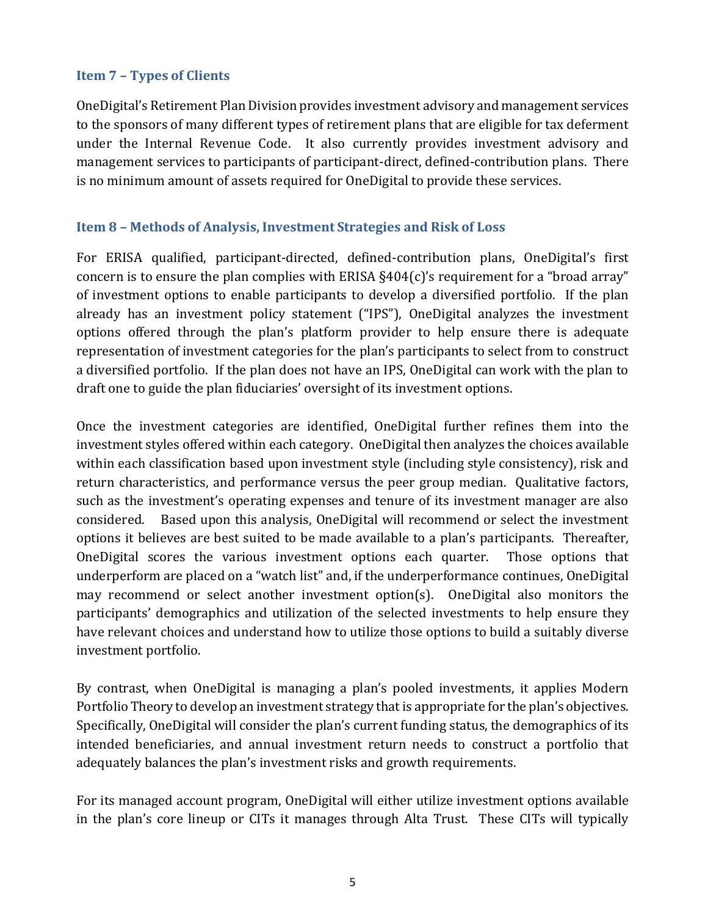### Item 7 – Types of Clients

OneDigital's Retirement Plan Division provides investment advisory and management services to the sponsors of many different types of retirement plans that are eligible for tax deferment under the Internal Revenue Code. It also currently provides investment advisory and management services to participants of participant-direct, defined-contribution plans. There is no minimum amount of assets required for OneDigital to provide these services.

### Item 8 – Methods of Analysis, Investment Strategies and Risk of Loss

For ERISA qualified, participant-directed, defined-contribution plans, OneDigital's first concern is to ensure the plan complies with ERISA §404(c)'s requirement for a "broad array" of investment options to enable participants to develop a diversified portfolio. If the plan already has an investment policy statement ("IPS"), OneDigital analyzes the investment options offered through the plan's platform provider to help ensure there is adequate representation of investment categories for the plan's participants to select from to construct a diversified portfolio. If the plan does not have an IPS, OneDigital can work with the plan to draft one to guide the plan fiduciaries' oversight of its investment options.

Once the investment categories are identified, OneDigital further refines them into the investment styles offered within each category. OneDigital then analyzes the choices available within each classification based upon investment style (including style consistency), risk and return characteristics, and performance versus the peer group median. Qualitative factors, such as the investment's operating expenses and tenure of its investment manager are also considered. Based upon this analysis, OneDigital will recommend or select the investment options it believes are best suited to be made available to a plan's participants. Thereafter, OneDigital scores the various investment options each quarter. Those options that underperform are placed on a "watch list" and, if the underperformance continues, OneDigital may recommend or select another investment option(s). OneDigital also monitors the participants' demographics and utilization of the selected investments to help ensure they have relevant choices and understand how to utilize those options to build a suitably diverse investment portfolio.

By contrast, when OneDigital is managing a plan's pooled investments, it applies Modern Portfolio Theory to develop an investment strategy that is appropriate for the plan's objectives. Specifically, OneDigital will consider the plan's current funding status, the demographics of its intended beneficiaries, and annual investment return needs to construct a portfolio that adequately balances the plan's investment risks and growth requirements.

For its managed account program, OneDigital will either utilize investment options available in the plan's core lineup or CITs it manages through Alta Trust. These CITs will typically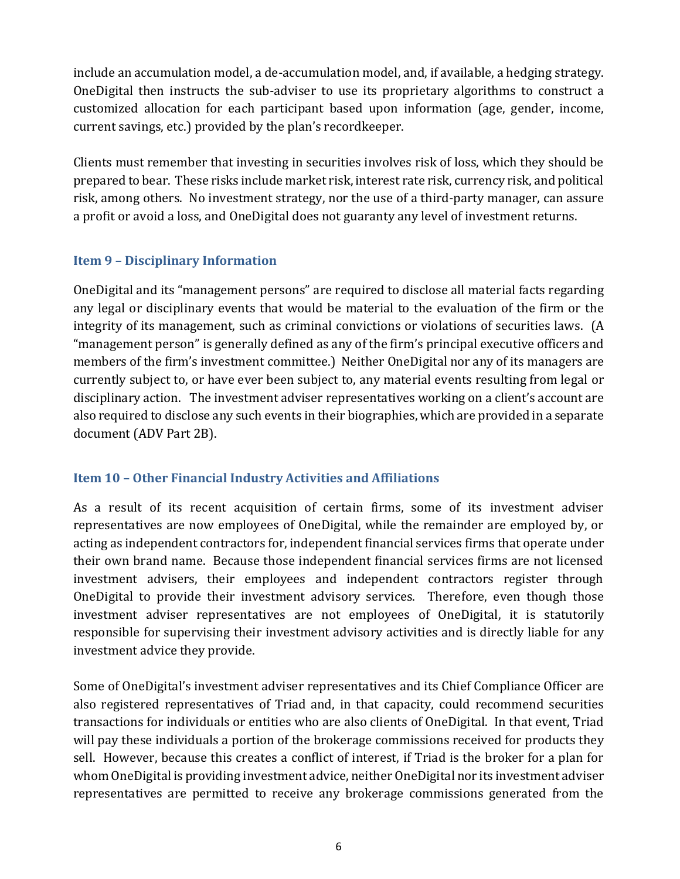include an accumulation model, a de-accumulation model, and, if available, a hedging strategy. OneDigital then instructs the sub-adviser to use its proprietary algorithms to construct a customized allocation for each participant based upon information (age, gender, income, current savings, etc.) provided by the plan's recordkeeper.

Clients must remember that investing in securities involves risk of loss, which they should be prepared to bear. These risks include market risk, interest rate risk, currency risk, and political risk, among others. No investment strategy, nor the use of a third-party manager, can assure a profit or avoid a loss, and OneDigital does not guaranty any level of investment returns.

## Item 9 – Disciplinary Information

OneDigital and its "management persons" are required to disclose all material facts regarding any legal or disciplinary events that would be material to the evaluation of the firm or the integrity of its management, such as criminal convictions or violations of securities laws. (A "management person" is generally defined as any of the firm's principal executive officers and members of the firm's investment committee.) Neither OneDigital nor any of its managers are currently subject to, or have ever been subject to, any material events resulting from legal or disciplinary action. The investment adviser representatives working on a client's account are also required to disclose any such events in their biographies, which are provided in a separate document (ADV Part 2B).

## Item 10 – Other Financial Industry Activities and Affiliations

As a result of its recent acquisition of certain firms, some of its investment adviser representatives are now employees of OneDigital, while the remainder are employed by, or acting as independent contractors for, independent financial services firms that operate under their own brand name. Because those independent financial services firms are not licensed investment advisers, their employees and independent contractors register through OneDigital to provide their investment advisory services. Therefore, even though those investment adviser representatives are not employees of OneDigital, it is statutorily responsible for supervising their investment advisory activities and is directly liable for any investment advice they provide.

Some of OneDigital's investment adviser representatives and its Chief Compliance Officer are also registered representatives of Triad and, in that capacity, could recommend securities transactions for individuals or entities who are also clients of OneDigital. In that event, Triad will pay these individuals a portion of the brokerage commissions received for products they sell. However, because this creates a conflict of interest, if Triad is the broker for a plan for whom OneDigital is providing investment advice, neither OneDigital nor its investment adviser representatives are permitted to receive any brokerage commissions generated from the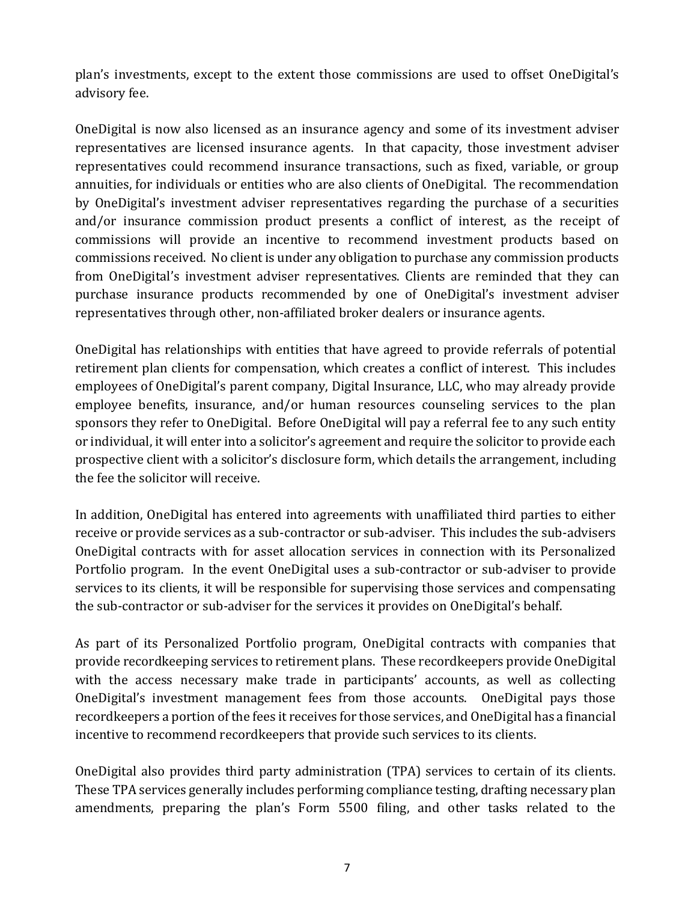plan's investments, except to the extent those commissions are used to offset OneDigital's advisory fee.

OneDigital is now also licensed as an insurance agency and some of its investment adviser representatives are licensed insurance agents. In that capacity, those investment adviser representatives could recommend insurance transactions, such as fixed, variable, or group annuities, for individuals or entities who are also clients of OneDigital. The recommendation by OneDigital's investment adviser representatives regarding the purchase of a securities and/or insurance commission product presents a conflict of interest, as the receipt of commissions will provide an incentive to recommend investment products based on commissions received. No client is under any obligation to purchase any commission products from OneDigital's investment adviser representatives. Clients are reminded that they can purchase insurance products recommended by one of OneDigital's investment adviser representatives through other, non-affiliated broker dealers or insurance agents.

OneDigital has relationships with entities that have agreed to provide referrals of potential retirement plan clients for compensation, which creates a conflict of interest. This includes employees of OneDigital's parent company, Digital Insurance, LLC, who may already provide employee benefits, insurance, and/or human resources counseling services to the plan sponsors they refer to OneDigital. Before OneDigital will pay a referral fee to any such entity or individual, it will enter into a solicitor's agreement and require the solicitor to provide each prospective client with a solicitor's disclosure form, which details the arrangement, including the fee the solicitor will receive.

In addition, OneDigital has entered into agreements with unaffiliated third parties to either receive or provide services as a sub-contractor or sub-adviser. This includes the sub-advisers OneDigital contracts with for asset allocation services in connection with its Personalized Portfolio program. In the event OneDigital uses a sub-contractor or sub-adviser to provide services to its clients, it will be responsible for supervising those services and compensating the sub-contractor or sub-adviser for the services it provides on OneDigital's behalf.

As part of its Personalized Portfolio program, OneDigital contracts with companies that provide recordkeeping services to retirement plans. These recordkeepers provide OneDigital with the access necessary make trade in participants' accounts, as well as collecting OneDigital's investment management fees from those accounts. OneDigital pays those recordkeepers a portion of the fees it receives for those services, and OneDigital has a financial incentive to recommend recordkeepers that provide such services to its clients.

OneDigital also provides third party administration (TPA) services to certain of its clients. These TPA services generally includes performing compliance testing, drafting necessary plan amendments, preparing the plan's Form 5500 filing, and other tasks related to the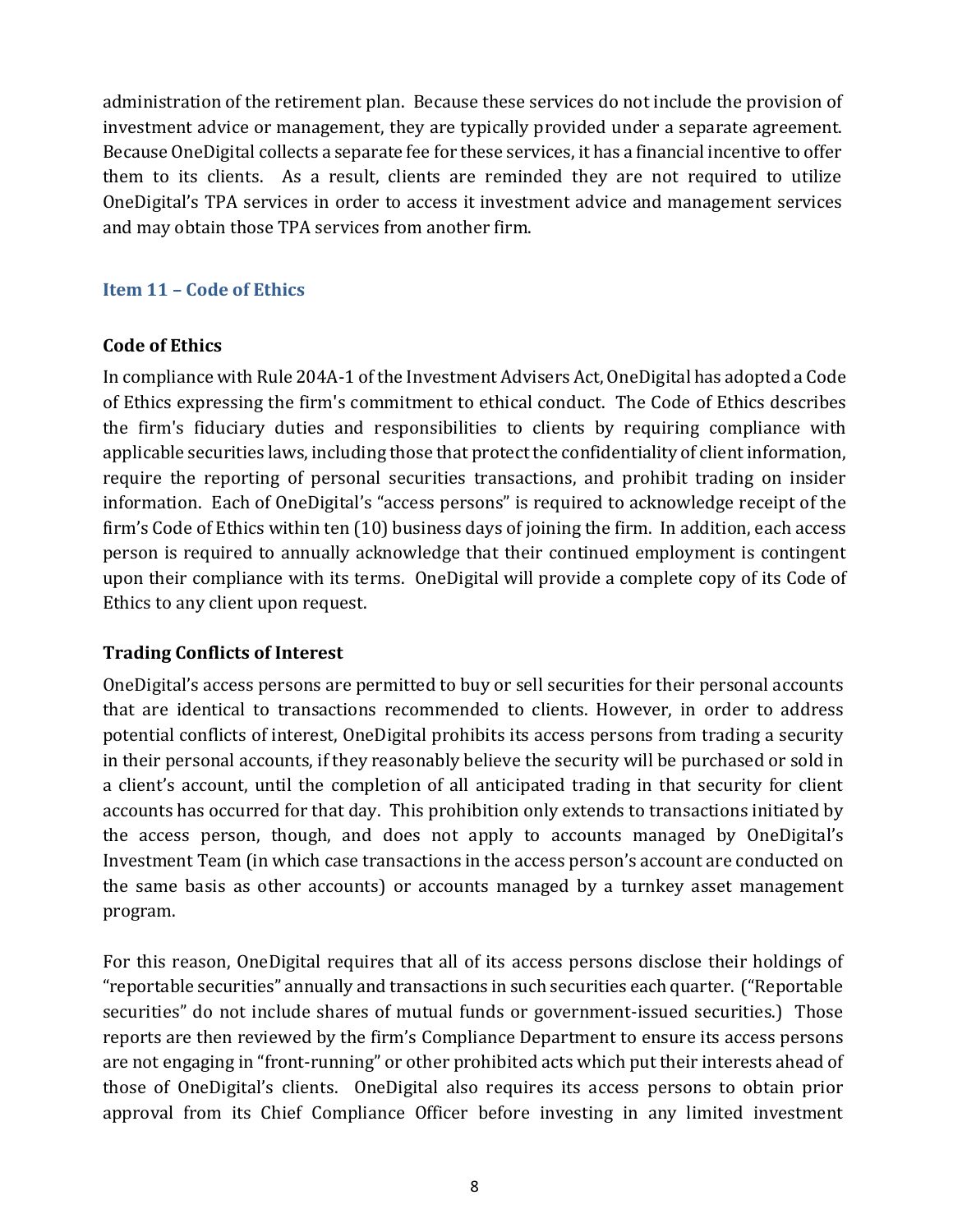administration of the retirement plan. Because these services do not include the provision of investment advice or management, they are typically provided under a separate agreement. Because OneDigital collects a separate fee for these services, it has a financial incentive to offer them to its clients. As a result, clients are reminded they are not required to utilize OneDigital's TPA services in order to access it investment advice and management services and may obtain those TPA services from another firm.

## Item 11 – Code of Ethics

### Code of Ethics

In compliance with Rule 204A-1 of the Investment Advisers Act, OneDigital has adopted a Code of Ethics expressing the firm's commitment to ethical conduct. The Code of Ethics describes the firm's fiduciary duties and responsibilities to clients by requiring compliance with applicable securities laws, including those that protect the confidentiality of client information, require the reporting of personal securities transactions, and prohibit trading on insider information. Each of OneDigital's "access persons" is required to acknowledge receipt of the firm's Code of Ethics within ten (10) business days of joining the firm. In addition, each access person is required to annually acknowledge that their continued employment is contingent upon their compliance with its terms. OneDigital will provide a complete copy of its Code of Ethics to any client upon request.

### Trading Conflicts of Interest

OneDigital's access persons are permitted to buy or sell securities for their personal accounts that are identical to transactions recommended to clients. However, in order to address potential conflicts of interest, OneDigital prohibits its access persons from trading a security in their personal accounts, if they reasonably believe the security will be purchased or sold in a client's account, until the completion of all anticipated trading in that security for client accounts has occurred for that day. This prohibition only extends to transactions initiated by the access person, though, and does not apply to accounts managed by OneDigital's Investment Team (in which case transactions in the access person's account are conducted on the same basis as other accounts) or accounts managed by a turnkey asset management program.

For this reason, OneDigital requires that all of its access persons disclose their holdings of "reportable securities" annually and transactions in such securities each quarter. ("Reportable securities" do not include shares of mutual funds or government-issued securities.) Those reports are then reviewed by the firm's Compliance Department to ensure its access persons are not engaging in "front-running" or other prohibited acts which put their interests ahead of those of OneDigital's clients. OneDigital also requires its access persons to obtain prior approval from its Chief Compliance Officer before investing in any limited investment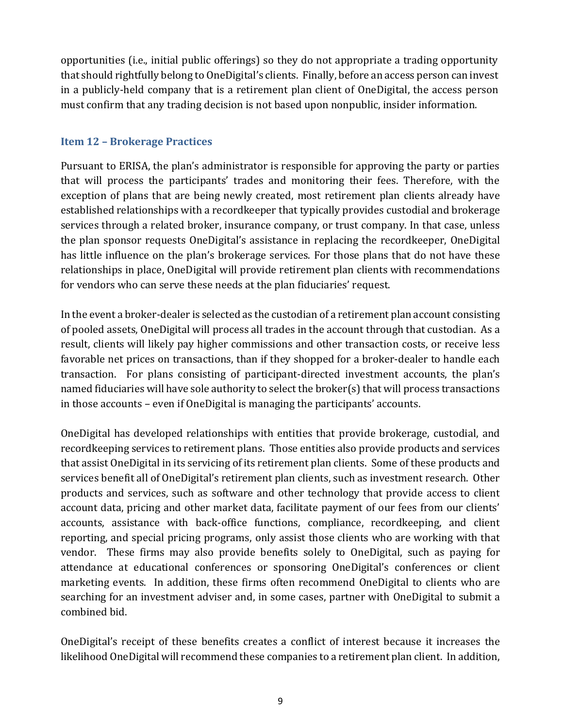opportunities (i.e., initial public offerings) so they do not appropriate a trading opportunity that should rightfully belong to OneDigital's clients. Finally, before an access person can invest in a publicly-held company that is a retirement plan client of OneDigital, the access person must confirm that any trading decision is not based upon nonpublic, insider information.

## Item 12 – Brokerage Practices

Pursuant to ERISA, the plan's administrator is responsible for approving the party or parties that will process the participants' trades and monitoring their fees. Therefore, with the exception of plans that are being newly created, most retirement plan clients already have established relationships with a recordkeeper that typically provides custodial and brokerage services through a related broker, insurance company, or trust company. In that case, unless the plan sponsor requests OneDigital's assistance in replacing the recordkeeper, OneDigital has little influence on the plan's brokerage services. For those plans that do not have these relationships in place, OneDigital will provide retirement plan clients with recommendations for vendors who can serve these needs at the plan fiduciaries' request.

In the event a broker-dealer is selected as the custodian of a retirement plan account consisting of pooled assets, OneDigital will process all trades in the account through that custodian. As a result, clients will likely pay higher commissions and other transaction costs, or receive less favorable net prices on transactions, than if they shopped for a broker-dealer to handle each transaction. For plans consisting of participant-directed investment accounts, the plan's named fiduciaries will have sole authority to select the broker(s) that will process transactions in those accounts – even if OneDigital is managing the participants' accounts.

OneDigital has developed relationships with entities that provide brokerage, custodial, and recordkeeping services to retirement plans. Those entities also provide products and services that assist OneDigital in its servicing of its retirement plan clients. Some of these products and services benefit all of OneDigital's retirement plan clients, such as investment research. Other products and services, such as software and other technology that provide access to client account data, pricing and other market data, facilitate payment of our fees from our clients' accounts, assistance with back-office functions, compliance, recordkeeping, and client reporting, and special pricing programs, only assist those clients who are working with that vendor. These firms may also provide benefits solely to OneDigital, such as paying for attendance at educational conferences or sponsoring OneDigital's conferences or client marketing events. In addition, these firms often recommend OneDigital to clients who are searching for an investment adviser and, in some cases, partner with OneDigital to submit a combined bid.

OneDigital's receipt of these benefits creates a conflict of interest because it increases the likelihood OneDigital will recommend these companies to a retirement plan client. In addition,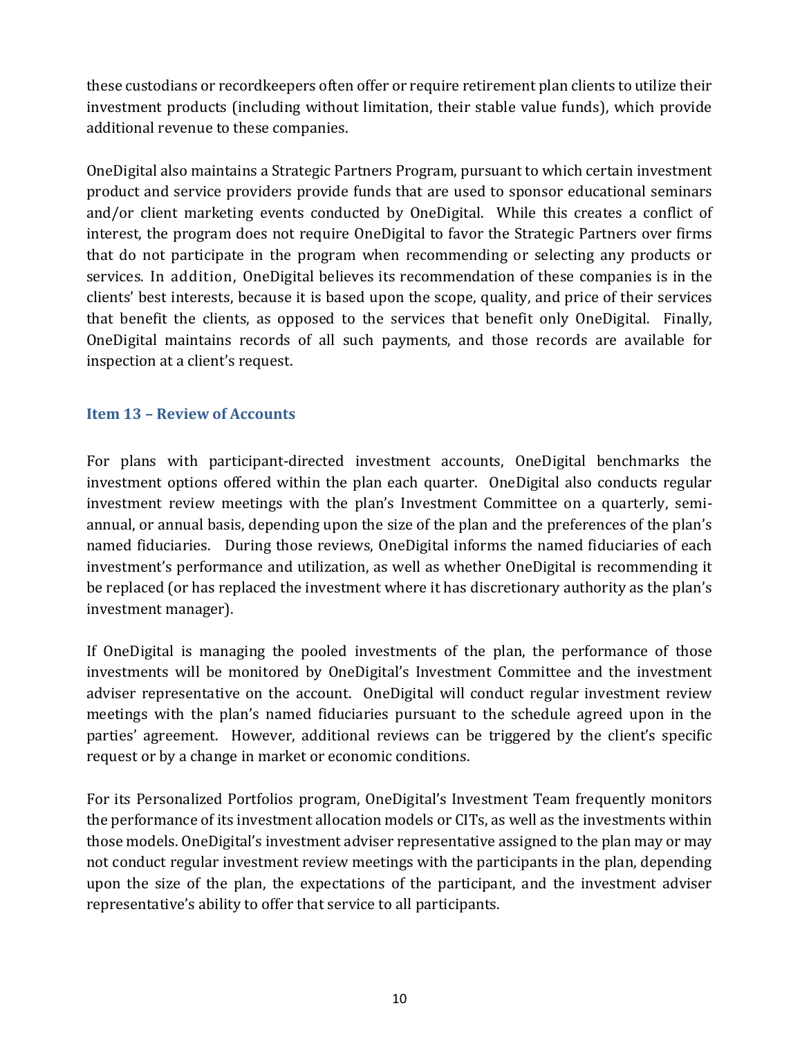these custodians or recordkeepers often offer or require retirement plan clients to utilize their investment products (including without limitation, their stable value funds), which provide additional revenue to these companies.

OneDigital also maintains a Strategic Partners Program, pursuant to which certain investment product and service providers provide funds that are used to sponsor educational seminars and/or client marketing events conducted by OneDigital. While this creates a conflict of interest, the program does not require OneDigital to favor the Strategic Partners over firms that do not participate in the program when recommending or selecting any products or services. In addition, OneDigital believes its recommendation of these companies is in the clients' best interests, because it is based upon the scope, quality, and price of their services that benefit the clients, as opposed to the services that benefit only OneDigital. Finally, OneDigital maintains records of all such payments, and those records are available for inspection at a client's request.

## Item 13 – Review of Accounts

For plans with participant-directed investment accounts, OneDigital benchmarks the investment options offered within the plan each quarter. OneDigital also conducts regular investment review meetings with the plan's Investment Committee on a quarterly, semi-annual, or annual basis, depending upon the size of the plan and the preferences of the plan's named fiduciaries. During those reviews, OneDigital informs the named fiduciaries of each investment's performance and utilization, as well as whether OneDigital is recommending it be replaced (or has replaced the investment where it has discretionary authority as the plan's investment manager).

If OneDigital is managing the pooled investments of the plan, the performance of those investments will be monitored by OneDigital's Investment Committee and the investment adviser representative on the account. OneDigital will conduct regular investment review meetings with the plan's named fiduciaries pursuant to the schedule agreed upon in the parties' agreement. However, additional reviews can be triggered by the client's specific request or by a change in market or economic conditions.

For its Personalized Portfolios program, OneDigital's Investment Team frequently monitors the performance of its investment allocation models or CITs, as well as the investments within those models. OneDigital's investment adviser representative assigned to the plan may or may not conduct regular investment review meetings with the participants in the plan, depending upon the size of the plan, the expectations of the participant, and the investment adviser representative's ability to offer that service to all participants.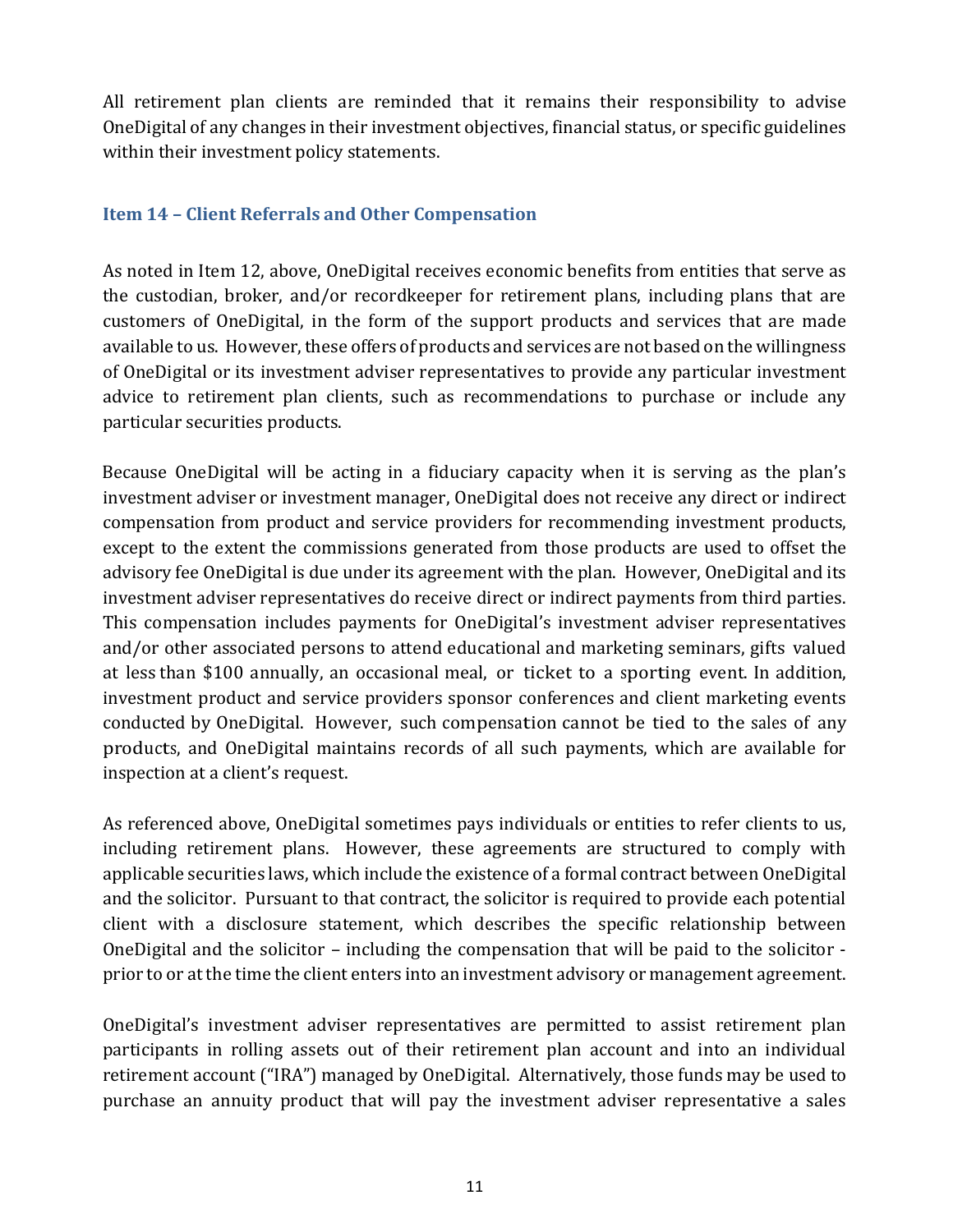All retirement plan clients are reminded that it remains their responsibility to advise OneDigital of any changes in their investment objectives, financial status, or specific guidelines within their investment policy statements.

### Item 14 – Client Referrals and Other Compensation

As noted in Item 12, above, OneDigital receives economic benefits from entities that serve as the custodian, broker, and/or recordkeeper for retirement plans, including plans that are customers of OneDigital, in the form of the support products and services that are made available to us. However, these offers of products and services are not based on the willingness of OneDigital or its investment adviser representatives to provide any particular investment advice to retirement plan clients, such as recommendations to purchase or include any particular securities products.

Because OneDigital will be acting in a fiduciary capacity when it is serving as the plan's investment adviser or investment manager, OneDigital does not receive any direct or indirect compensation from product and service providers for recommending investment products, except to the extent the commissions generated from those products are used to offset the advisory fee OneDigital is due under its agreement with the plan. However, OneDigital and its investment adviser representatives do receive direct or indirect payments from third parties. This compensation includes payments for OneDigital's investment adviser representatives and/or other associated persons to attend educational and marketing seminars, gifts valued at less than $100 annually, an occasional meal, or ticket to a sporting event. In addition, investment product and service providers sponsor conferences and client marketing events conducted by OneDigital. However, such compensation cannot be tied to the sales of any products, and OneDigital maintains records of all such payments, which are available for inspection at a client's request.

As referenced above, OneDigital sometimes pays individuals or entities to refer clients to us, including retirement plans. However, these agreements are structured to comply with applicable securities laws, which include the existence of a formal contract between OneDigital and the solicitor. Pursuant to that contract, the solicitor is required to provide each potential client with a disclosure statement, which describes the specific relationship between OneDigital and the solicitor – including the compensation that will be paid to the solicitor - prior to or at the time the client enters into an investment advisory or management agreement.

OneDigital's investment adviser representatives are permitted to assist retirement plan participants in rolling assets out of their retirement plan account and into an individual retirement account ("IRA") managed by OneDigital. Alternatively, those funds may be used to purchase an annuity product that will pay the investment adviser representative a sales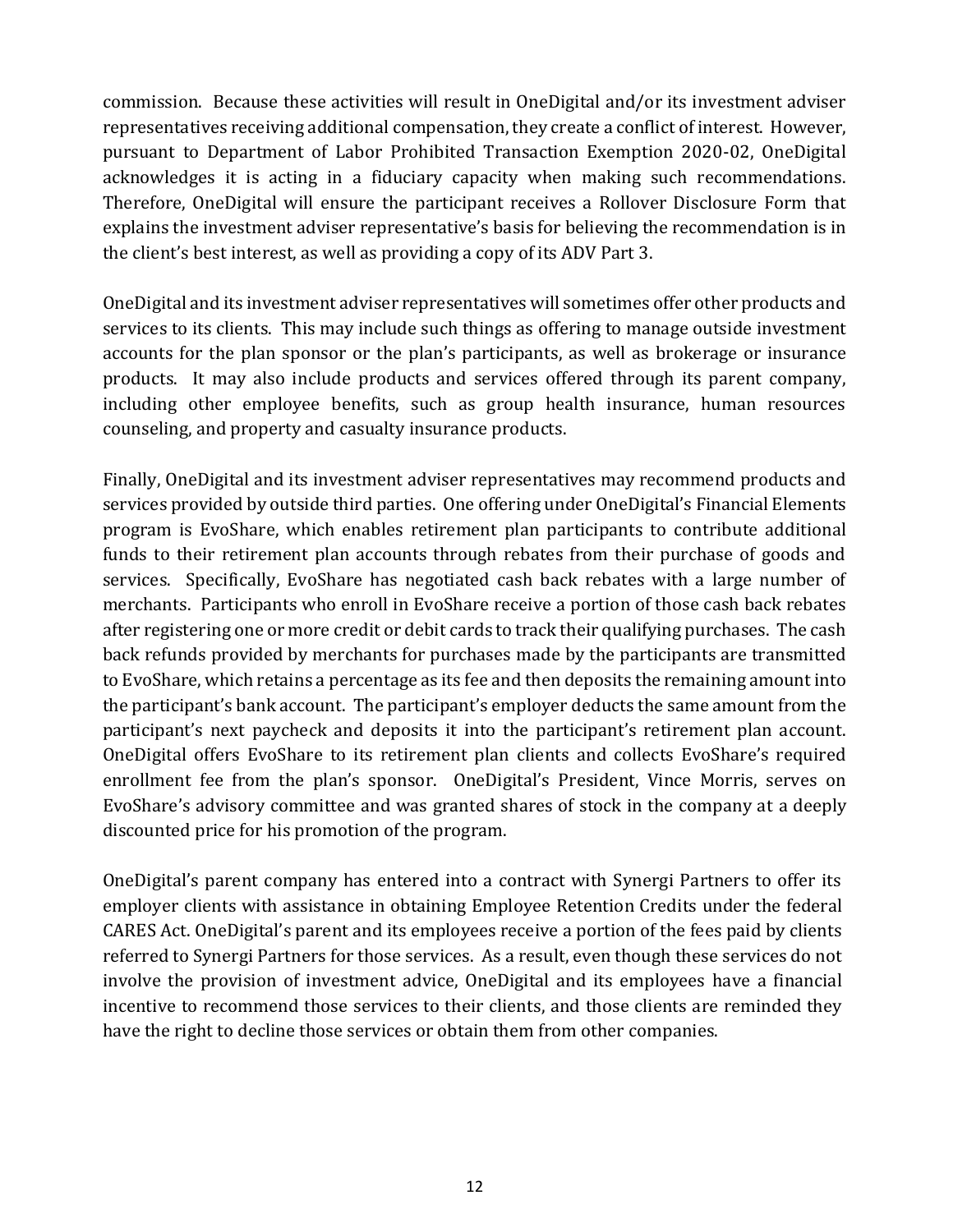commission. Because these activities will result in OneDigital and/or its investment adviser representatives receiving additional compensation, they create a conflict of interest. However, pursuant to Department of Labor Prohibited Transaction Exemption 2020-02, OneDigital acknowledges it is acting in a fiduciary capacity when making such recommendations. Therefore, OneDigital will ensure the participant receives a Rollover Disclosure Form that explains the investment adviser representative's basis for believing the recommendation is in the client's best interest, as well as providing a copy of its ADV Part 3.

OneDigital and its investment adviser representatives will sometimes offer other products and services to its clients. This may include such things as offering to manage outside investment accounts for the plan sponsor or the plan's participants, as well as brokerage or insurance products. It may also include products and services offered through its parent company, including other employee benefits, such as group health insurance, human resources counseling, and property and casualty insurance products.

Finally, OneDigital and its investment adviser representatives may recommend products and services provided by outside third parties. One offering under OneDigital's Financial Elements program is EvoShare, which enables retirement plan participants to contribute additional funds to their retirement plan accounts through rebates from their purchase of goods and services. Specifically, EvoShare has negotiated cash back rebates with a large number of merchants. Participants who enroll in EvoShare receive a portion of those cash back rebates after registering one or more credit or debit cards to track their qualifying purchases. The cash back refunds provided by merchants for purchases made by the participants are transmitted to EvoShare, which retains a percentage as its fee and then deposits the remaining amount into the participant's bank account. The participant's employer deducts the same amount from the participant's next paycheck and deposits it into the participant's retirement plan account. OneDigital offers EvoShare to its retirement plan clients and collects EvoShare's required enrollment fee from the plan's sponsor. OneDigital's President, Vince Morris, serves on EvoShare's advisory committee and was granted shares of stock in the company at a deeply discounted price for his promotion of the program.

OneDigital's parent company has entered into a contract with Synergi Partners to offer its employer clients with assistance in obtaining Employee Retention Credits under the federal CARES Act. OneDigital's parent and its employees receive a portion of the fees paid by clients referred to Synergi Partners for those services. As a result, even though these services do not involve the provision of investment advice, OneDigital and its employees have a financial incentive to recommend those services to their clients, and those clients are reminded they have the right to decline those services or obtain them from other companies.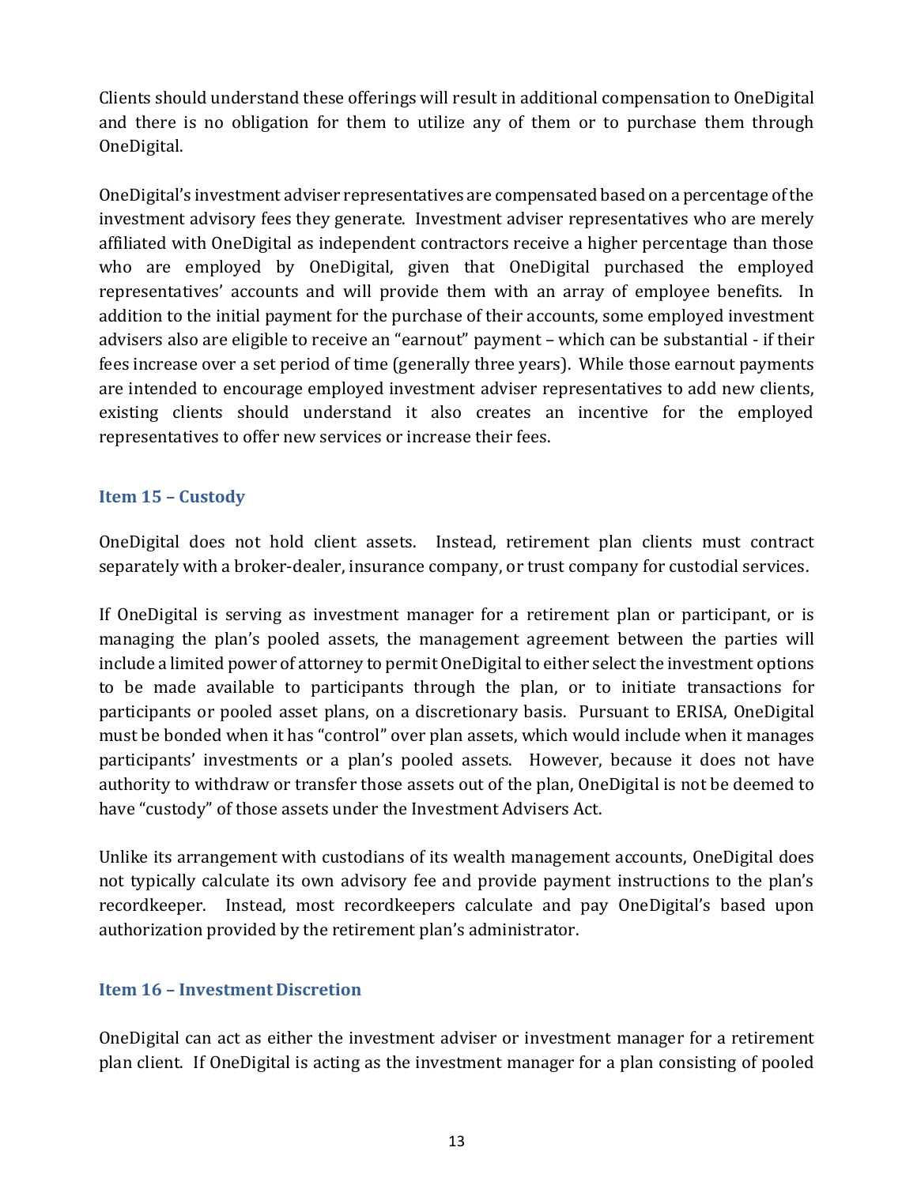Clients should understand these offerings will result in additional compensation to OneDigital and there is no obligation for them to utilize any of them or to purchase them through OneDigital.

OneDigital's investment adviser representatives are compensated based on a percentage of the investment advisory fees they generate. Investment adviser representatives who are merely affiliated with OneDigital as independent contractors receive a higher percentage than those who are employed by OneDigital, given that OneDigital purchased the employed representatives' accounts and will provide them with an array of employee benefits. In addition to the initial payment for the purchase of their accounts, some employed investment advisers also are eligible to receive an "earnout" payment – which can be substantial - if their fees increase over a set period of time (generally three years). While those earnout payments are intended to encourage employed investment adviser representatives to add new clients, existing clients should understand it also creates an incentive for the employed representatives to offer new services or increase their fees.

## Item 15 – Custody

OneDigital does not hold client assets. Instead, retirement plan clients must contract separately with a broker-dealer, insurance company, or trust company for custodial services.

If OneDigital is serving as investment manager for a retirement plan or participant, or is managing the plan's pooled assets, the management agreement between the parties will include a limited power of attorney to permit OneDigital to either select the investment options to be made available to participants through the plan, or to initiate transactions for participants or pooled asset plans, on a discretionary basis. Pursuant to ERISA, OneDigital must be bonded when it has "control" over plan assets, which would include when it manages participants' investments or a plan's pooled assets. However, because it does not have authority to withdraw or transfer those assets out of the plan, OneDigital is not be deemed to have "custody" of those assets under the Investment Advisers Act.

Unlike its arrangement with custodians of its wealth management accounts, OneDigital does not typically calculate its own advisory fee and provide payment instructions to the plan's recordkeeper. Instead, most recordkeepers calculate and pay OneDigital's based upon authorization provided by the retirement plan's administrator.

## Item 16 – Investment Discretion

OneDigital can act as either the investment adviser or investment manager for a retirement plan client. If OneDigital is acting as the investment manager for a plan consisting of pooled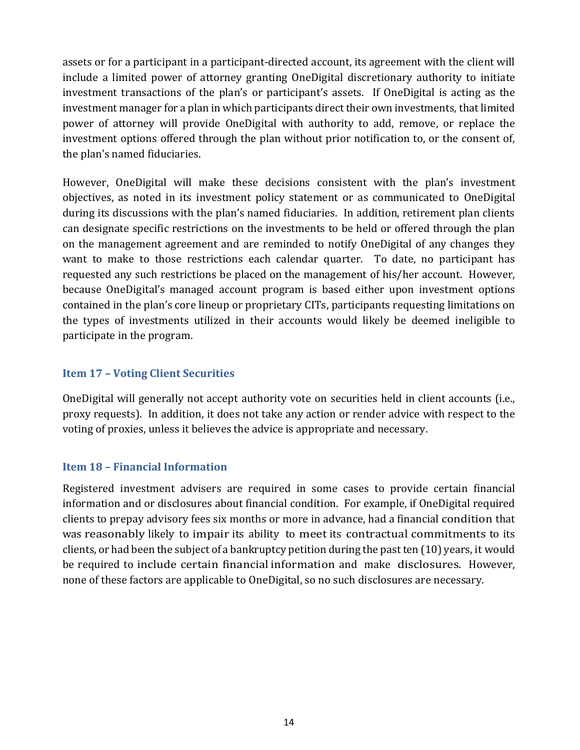assets or for a participant in a participant-directed account, its agreement with the client will include a limited power of attorney granting OneDigital discretionary authority to initiate investment transactions of the plan's or participant's assets. If OneDigital is acting as the investment manager for a plan in which participants direct their own investments, that limited power of attorney will provide OneDigital with authority to add, remove, or replace the investment options offered through the plan without prior notification to, or the consent of, the plan's named fiduciaries.

However, OneDigital will make these decisions consistent with the plan's investment objectives, as noted in its investment policy statement or as communicated to OneDigital during its discussions with the plan's named fiduciaries. In addition, retirement plan clients can designate specific restrictions on the investments to be held or offered through the plan on the management agreement and are reminded to notify OneDigital of any changes they want to make to those restrictions each calendar quarter. To date, no participant has requested any such restrictions be placed on the management of his/her account. However, because OneDigital's managed account program is based either upon investment options contained in the plan's core lineup or proprietary CITs, participants requesting limitations on the types of investments utilized in their accounts would likely be deemed ineligible to participate in the program.

### Item 17 – Voting Client Securities

OneDigital will generally not accept authority vote on securities held in client accounts (i.e., proxy requests). In addition, it does not take any action or render advice with respect to the voting of proxies, unless it believes the advice is appropriate and necessary.

### Item 18 – Financial Information

Registered investment advisers are required in some cases to provide certain financial information and or disclosures about financial condition. For example, if OneDigital required clients to prepay advisory fees six months or more in advance, had a financial condition that was reasonably likely to impair its ability to meet its contractual commitments to its clients, or had been the subject of a bankruptcy petition during the past ten (10) years, it would be required to include certain financial information and make disclosures. However, none of these factors are applicable to OneDigital, so no such disclosures are necessary.